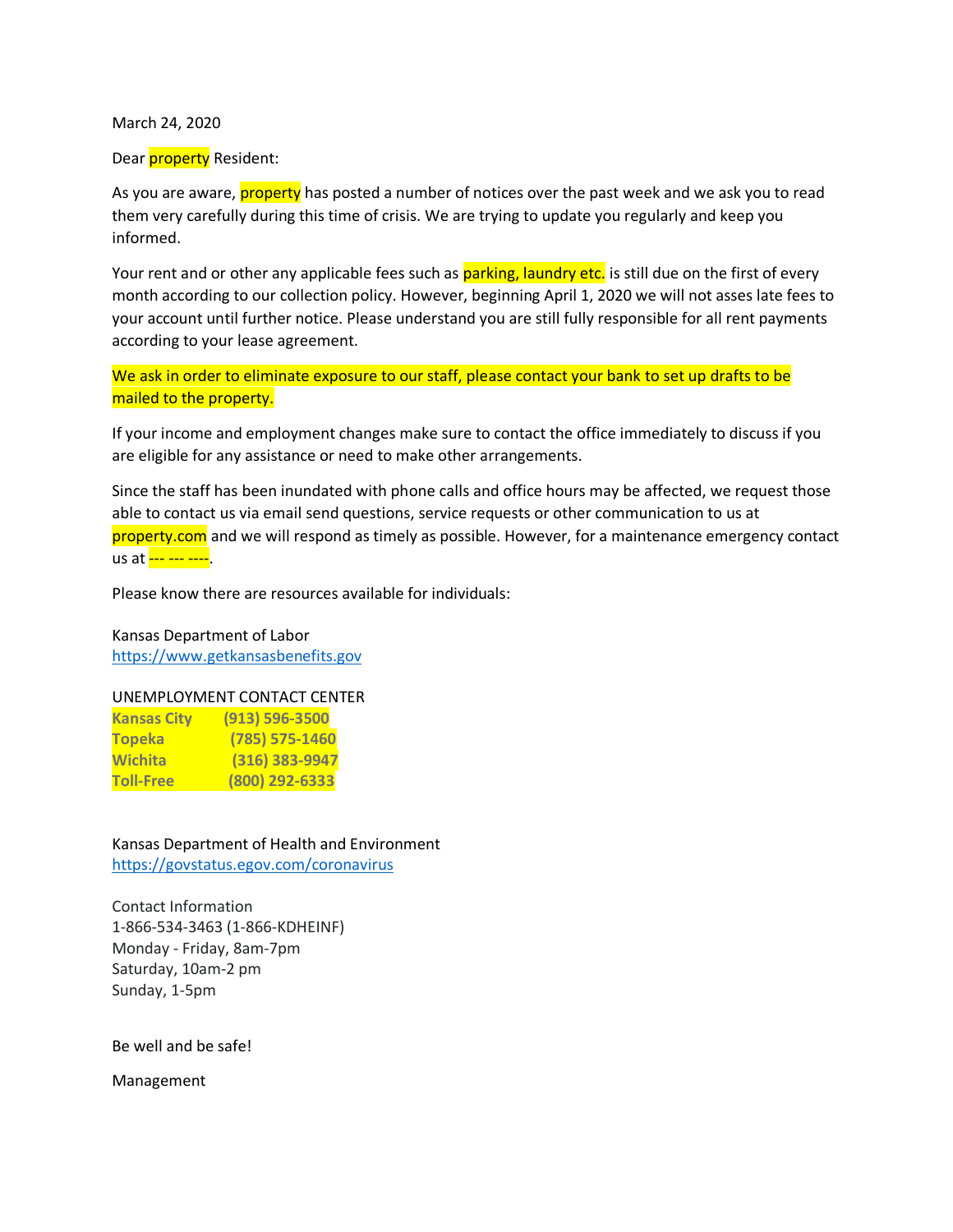March 24, 2020

Dear property Resident:

As you are aware, property has posted a number of notices over the past week and we ask you to read them very carefully during this time of crisis. We are trying to update you regularly and keep you informed.

Your rent and or other any applicable fees such as parking, laundry etc. is still due on the first of every month according to our collection policy. However, beginning April 1, 2020 we will not asses late fees to your account until further notice. Please understand you are still fully responsible for all rent payments according to your lease agreement.

We ask in order to eliminate exposure to our staff, please contact your bank to set up drafts to be mailed to the property.

If your income and employment changes make sure to contact the office immediately to discuss if you are eligible for any assistance or need to make other arrangements.

Since the staff has been inundated with phone calls and office hours may be affected, we request those able to contact us via email send questions, service requests or other communication to us at property.com and we will respond as timely as possible. However, for a maintenance emergency contact us at --- --- ----.

Please know there are resources available for individuals:

Kansas Department of Labor
https://www.getkansasbenefits.gov

UNEMPLOYMENT CONTACT CENTER

**Kansas City** **(913) 596-3500**
**Topeka** **(785) 575-1460**
**Wichita** **(316) 383-9947**
**Toll-Free** **(800) 292-6333**

Kansas Department of Health and Environment
https://govstatus.egov.com/coronavirus

Contact Information
1-866-534-3463 (1-866-KDHEINF)
Monday - Friday, 8am-7pm
Saturday, 10am-2 pm
Sunday, 1-5pm

Be well and be safe!

Management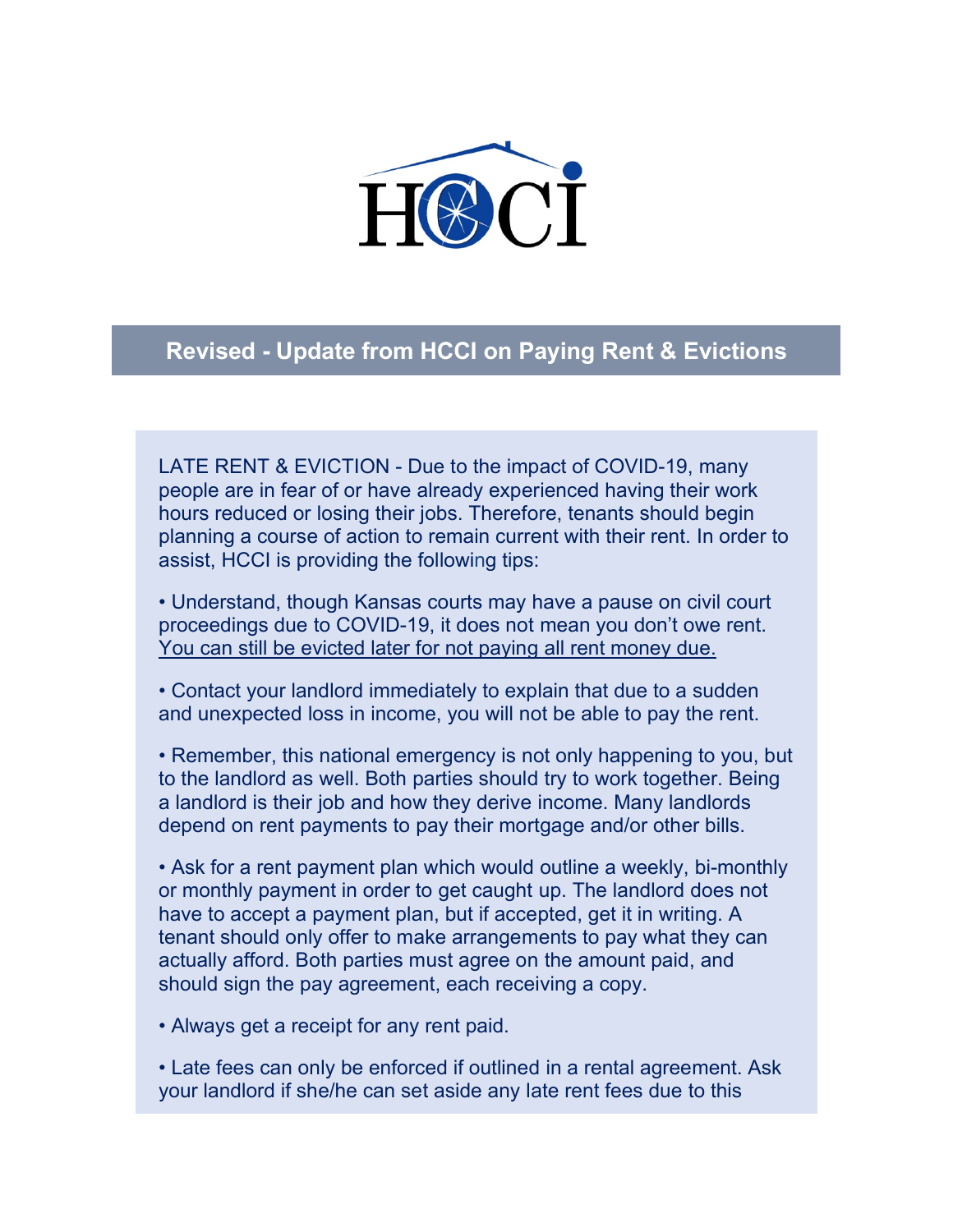## Revised - Update from HCCI on Paying Rent & Evictions

LATE RENT & EVICTION - Due to the impact of COVID-19, many people are in fear of or have already experienced having their work hours reduced or losing their jobs. Therefore, tenants should begin planning a course of action to remain current with their rent. In order to assist, HCCI is providing the following tips:

- Understand, though Kansas courts may have a pause on civil court proceedings due to COVID-19, it does not mean you don't owe rent. <u>You can still be evicted later for not paying all rent money due.</u>

- Contact your landlord immediately to explain that due to a sudden and unexpected loss in income, you will not be able to pay the rent.

- Remember, this national emergency is not only happening to you, but to the landlord as well. Both parties should try to work together. Being a landlord is their job and how they derive income. Many landlords depend on rent payments to pay their mortgage and/or other bills.

- Ask for a rent payment plan which would outline a weekly, bi-monthly or monthly payment in order to get caught up. The landlord does not have to accept a payment plan, but if accepted, get it in writing. A tenant should only offer to make arrangements to pay what they can actually afford. Both parties must agree on the amount paid, and should sign the pay agreement, each receiving a copy.

- Always get a receipt for any rent paid.

- Late fees can only be enforced if outlined in a rental agreement. Ask your landlord if she/he can set aside any late rent fees due to this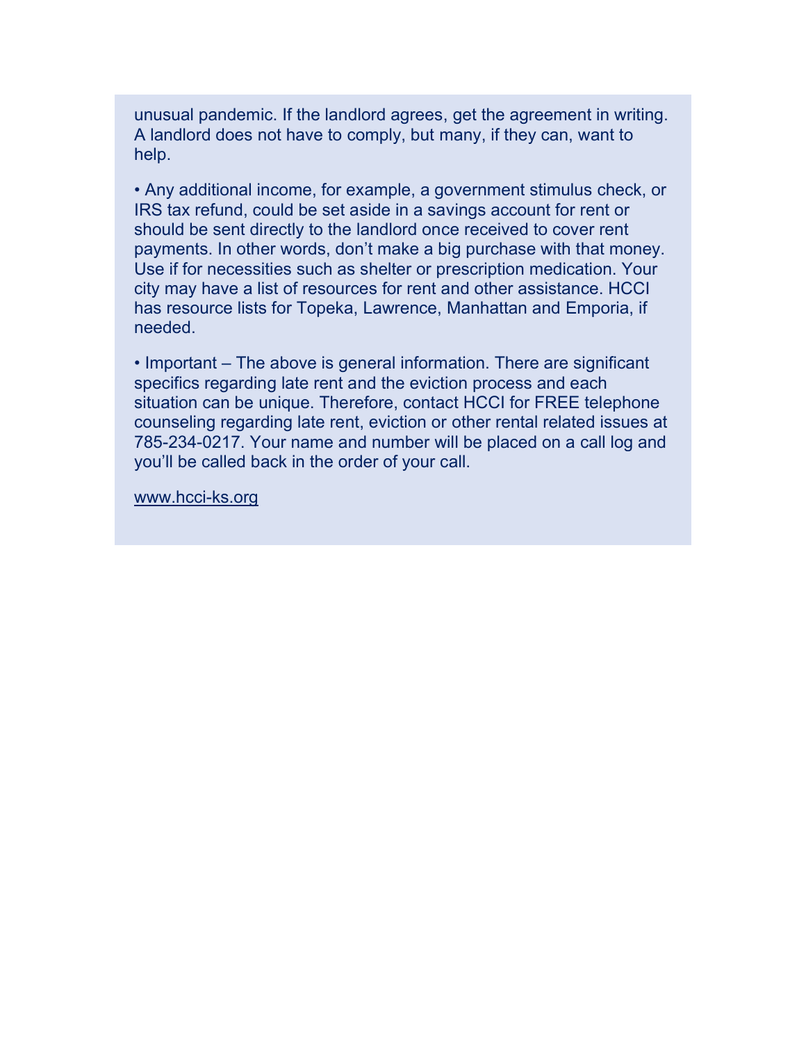unusual pandemic. If the landlord agrees, get the agreement in writing. A landlord does not have to comply, but many, if they can, want to help.

- Any additional income, for example, a government stimulus check, or IRS tax refund, could be set aside in a savings account for rent or should be sent directly to the landlord once received to cover rent payments. In other words, don't make a big purchase with that money. Use if for necessities such as shelter or prescription medication. Your city may have a list of resources for rent and other assistance. HCCI has resource lists for Topeka, Lawrence, Manhattan and Emporia, if needed.

- Important – The above is general information. There are significant specifics regarding late rent and the eviction process and each situation can be unique. Therefore, contact HCCI for FREE telephone counseling regarding late rent, eviction or other rental related issues at 785-234-0217. Your name and number will be placed on a call log and you'll be called back in the order of your call.

[www.hcci-ks.org](www.hcci-ks.org)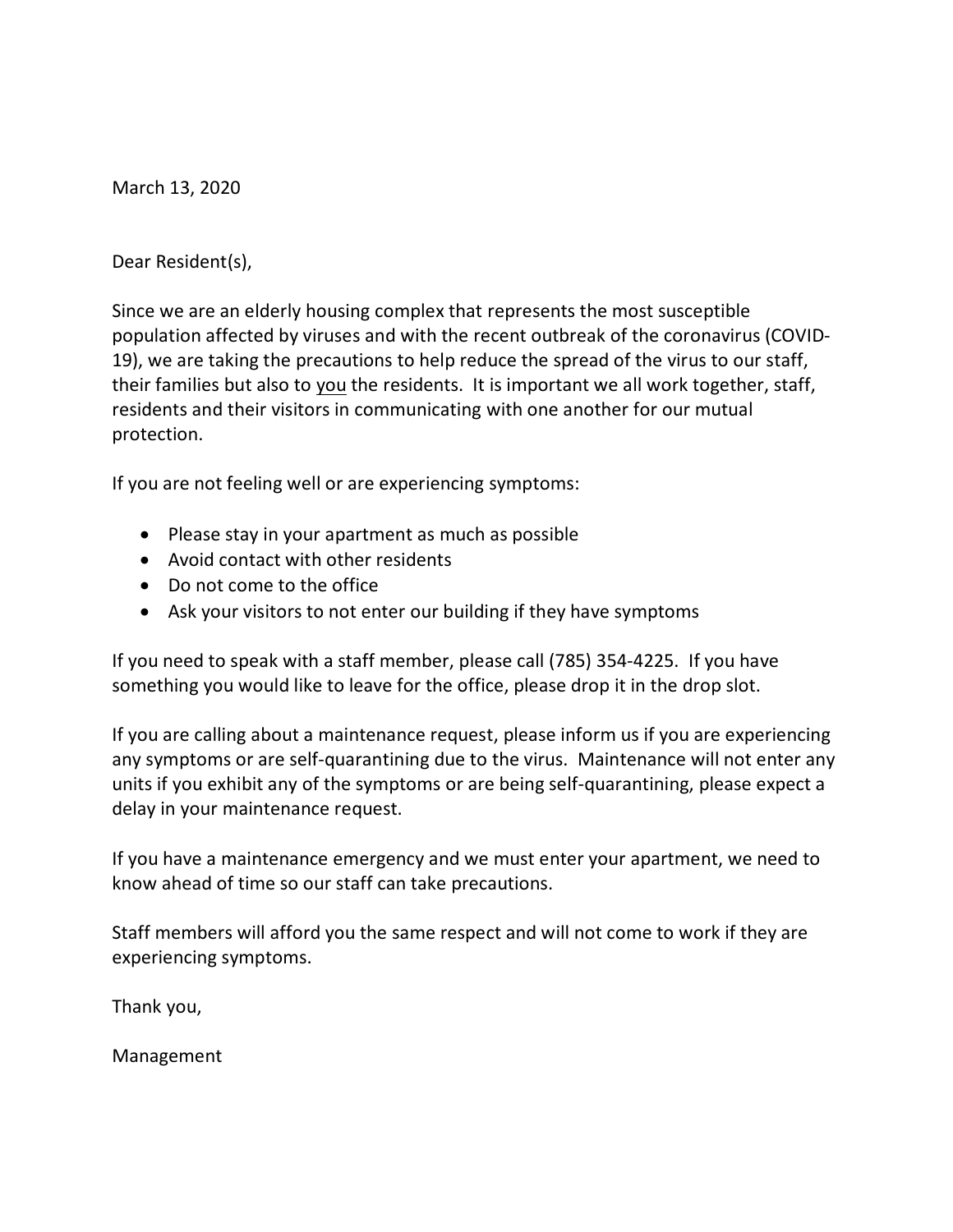March 13, 2020

Dear Resident(s),

Since we are an elderly housing complex that represents the most susceptible population affected by viruses and with the recent outbreak of the coronavirus (COVID-19), we are taking the precautions to help reduce the spread of the virus to our staff, their families but also to <u>you</u> the residents. It is important we all work together, staff, residents and their visitors in communicating with one another for our mutual protection.

If you are not feeling well or are experiencing symptoms:

- Please stay in your apartment as much as possible
- Avoid contact with other residents
- Do not come to the office
- Ask your visitors to not enter our building if they have symptoms

If you need to speak with a staff member, please call (785) 354-4225. If you have something you would like to leave for the office, please drop it in the drop slot.

If you are calling about a maintenance request, please inform us if you are experiencing any symptoms or are self-quarantining due to the virus. Maintenance will not enter any units if you exhibit any of the symptoms or are being self-quarantining, please expect a delay in your maintenance request.

If you have a maintenance emergency and we must enter your apartment, we need to know ahead of time so our staff can take precautions.

Staff members will afford you the same respect and will not come to work if they are experiencing symptoms.

Thank you,

Management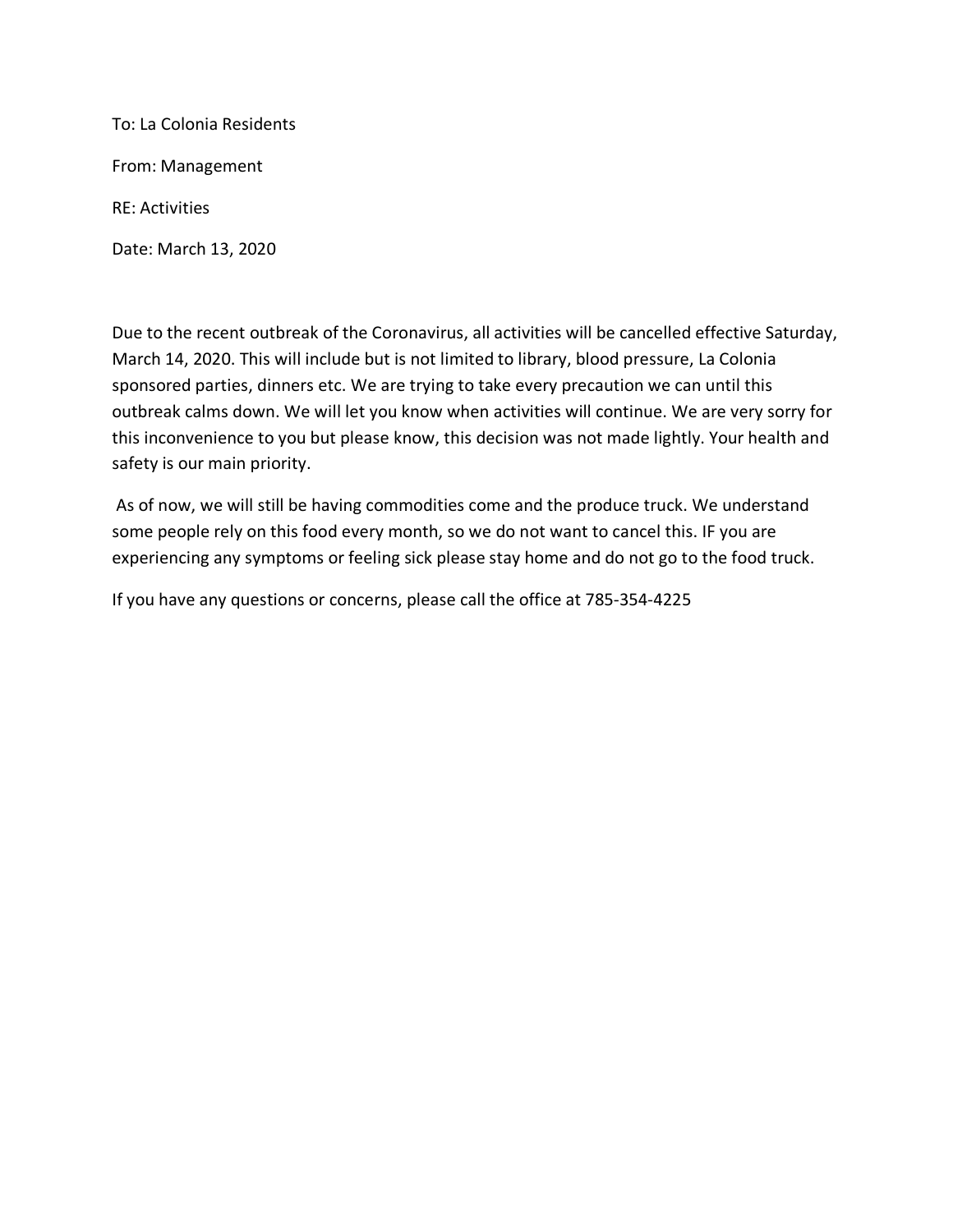To: La Colonia Residents

From: Management

RE: Activities

Date: March 13, 2020

Due to the recent outbreak of the Coronavirus, all activities will be cancelled effective Saturday, March 14, 2020. This will include but is not limited to library, blood pressure, La Colonia sponsored parties, dinners etc. We are trying to take every precaution we can until this outbreak calms down. We will let you know when activities will continue. We are very sorry for this inconvenience to you but please know, this decision was not made lightly. Your health and safety is our main priority.

As of now, we will still be having commodities come and the produce truck. We understand some people rely on this food every month, so we do not want to cancel this. IF you are experiencing any symptoms or feeling sick please stay home and do not go to the food truck.

If you have any questions or concerns, please call the office at 785-354-4225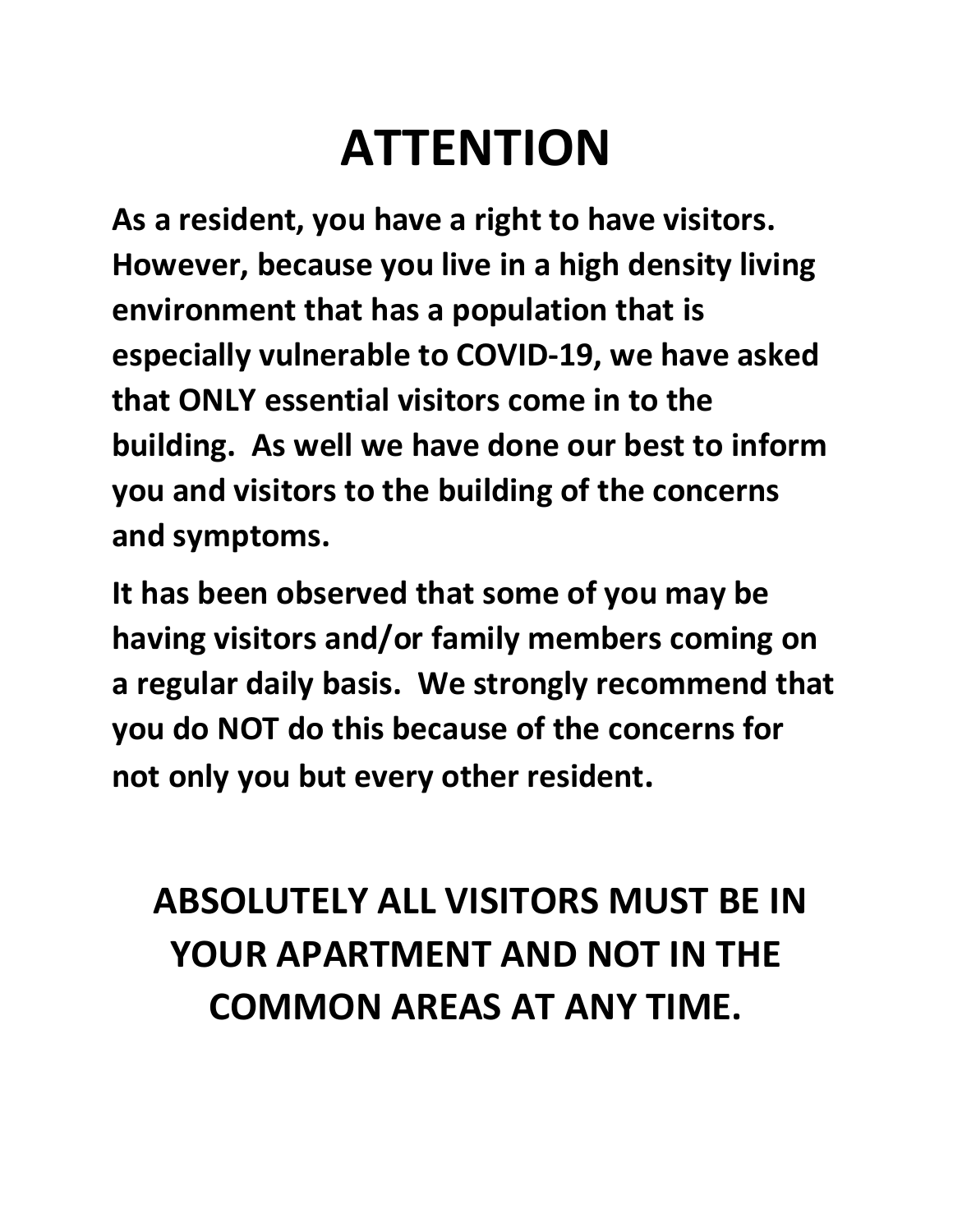# ATTENTION

**As a resident, you have a right to have visitors. However, because you live in a high density living environment that has a population that is especially vulnerable to COVID-19, we have asked that ONLY essential visitors come in to the building. As well we have done our best to inform you and visitors to the building of the concerns and symptoms.**

**It has been observed that some of you may be having visitors and/or family members coming on a regular daily basis. We strongly recommend that you do NOT do this because of the concerns for not only you but every other resident.**

**ABSOLUTELY ALL VISITORS MUST BE IN YOUR APARTMENT AND NOT IN THE COMMON AREAS AT ANY TIME.**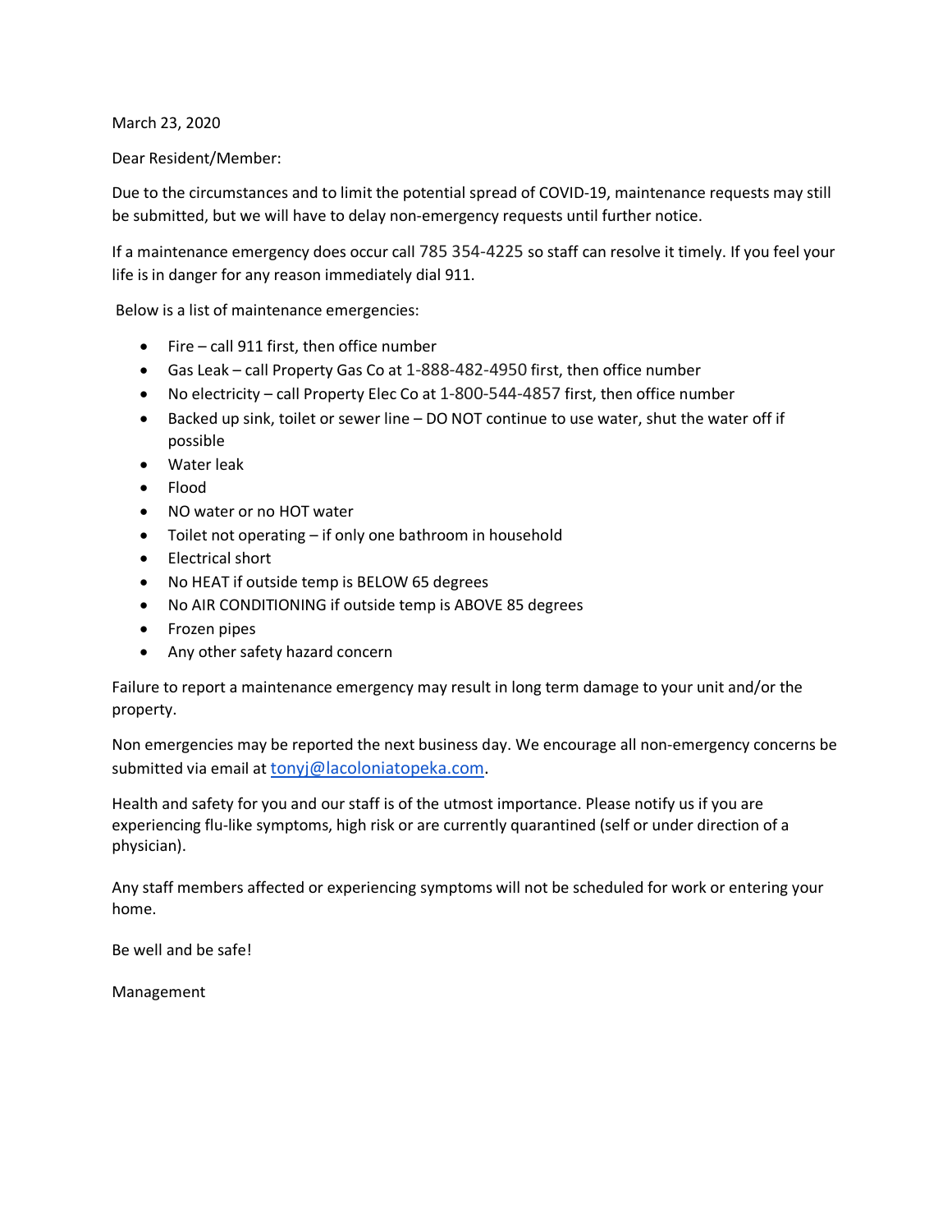March 23, 2020

Dear Resident/Member:

Due to the circumstances and to limit the potential spread of COVID-19, maintenance requests may still be submitted, but we will have to delay non-emergency requests until further notice.

If a maintenance emergency does occur call 785 354-4225 so staff can resolve it timely. If you feel your life is in danger for any reason immediately dial 911.

Below is a list of maintenance emergencies:

- Fire – call 911 first, then office number
- Gas Leak – call Property Gas Co at 1-888-482-4950 first, then office number
- No electricity – call Property Elec Co at 1-800-544-4857 first, then office number
- Backed up sink, toilet or sewer line – DO NOT continue to use water, shut the water off if possible
- Water leak
- Flood
- NO water or no HOT water
- Toilet not operating – if only one bathroom in household
- Electrical short
- No HEAT if outside temp is BELOW 65 degrees
- No AIR CONDITIONING if outside temp is ABOVE 85 degrees
- Frozen pipes
- Any other safety hazard concern

Failure to report a maintenance emergency may result in long term damage to your unit and/or the property.

Non emergencies may be reported the next business day. We encourage all non-emergency concerns be submitted via email at tonyj@lacoloniatopeka.com.

Health and safety for you and our staff is of the utmost importance. Please notify us if you are experiencing flu-like symptoms, high risk or are currently quarantined (self or under direction of a physician).

Any staff members affected or experiencing symptoms will not be scheduled for work or entering your home.

Be well and be safe!

Management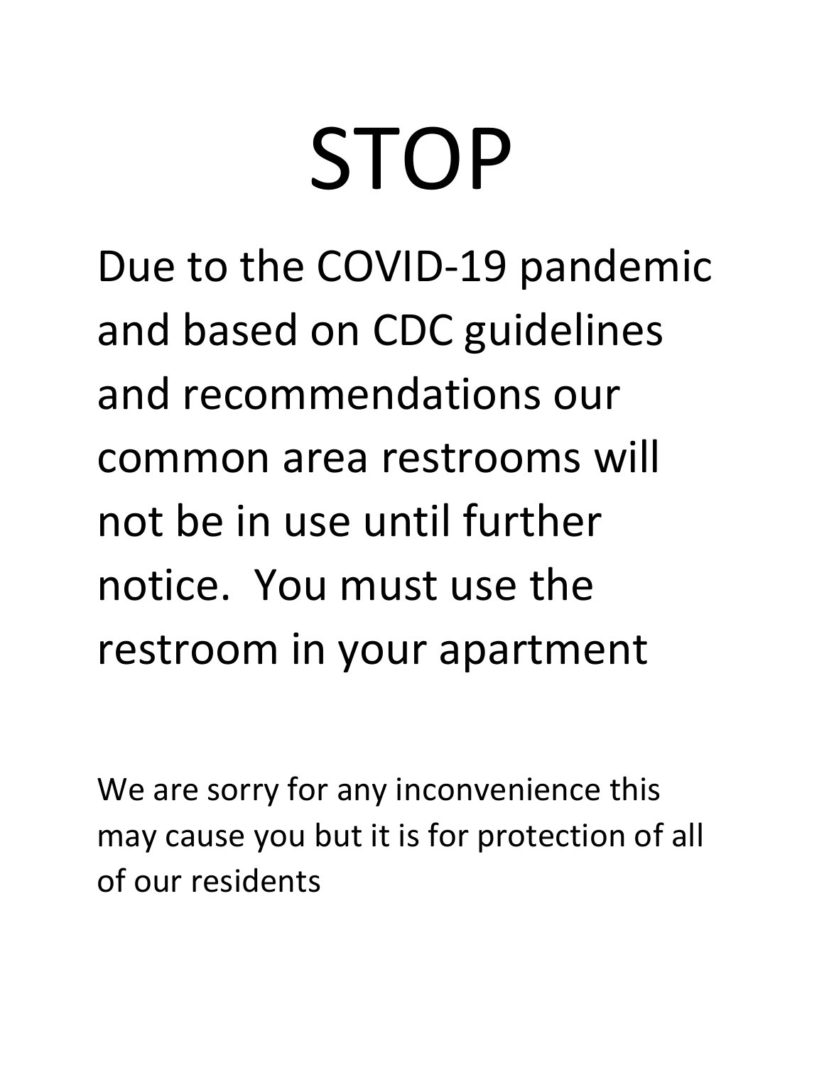# STOP

## Due to the COVID-19 pandemic and based on CDC guidelines and recommendations our common area restrooms will not be in use until further notice. You must use the restroom in your apartment

We are sorry for any inconvenience this may cause you but it is for protection of all of our residents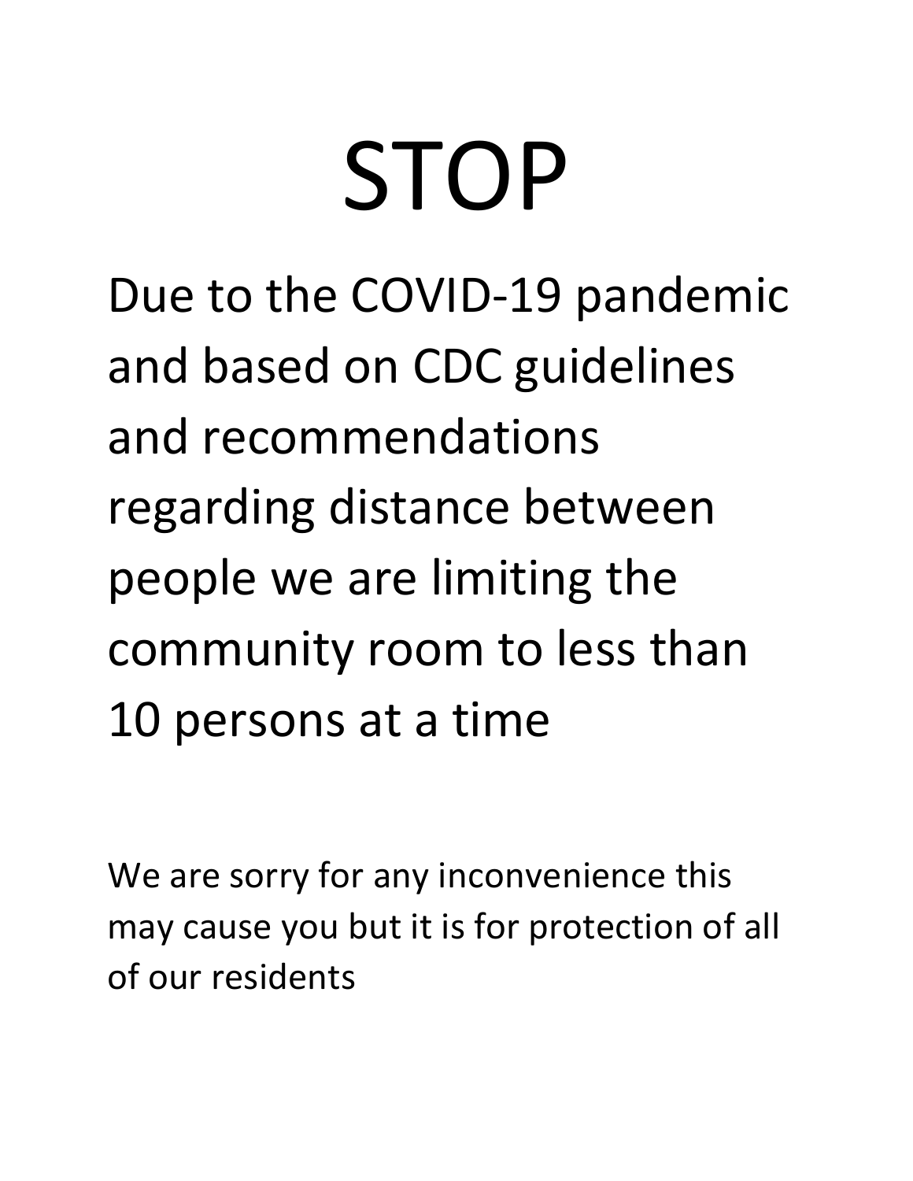# STOP

Due to the COVID-19 pandemic and based on CDC guidelines and recommendations regarding distance between people we are limiting the community room to less than 10 persons at a time

We are sorry for any inconvenience this may cause you but it is for protection of all of our residents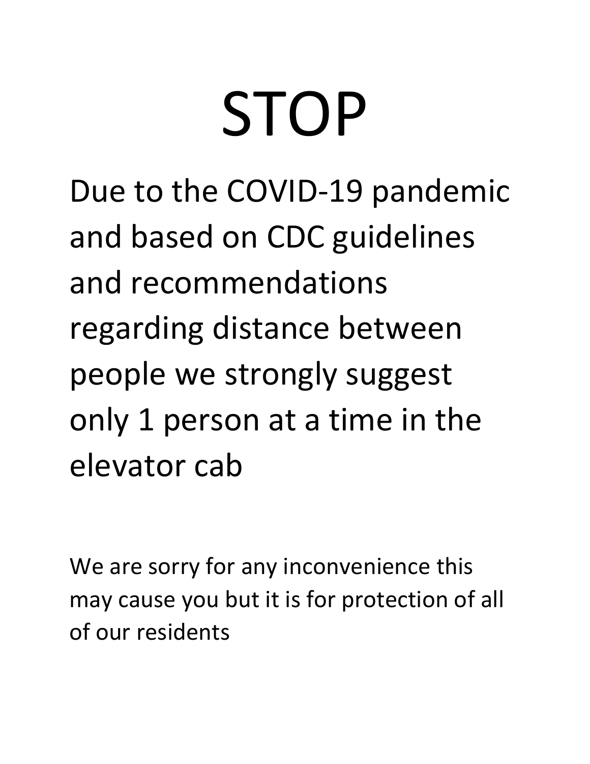# STOP

## Due to the COVID-19 pandemic and based on CDC guidelines and recommendations regarding distance between people we strongly suggest only 1 person at a time in the elevator cab

We are sorry for any inconvenience this may cause you but it is for protection of all of our residents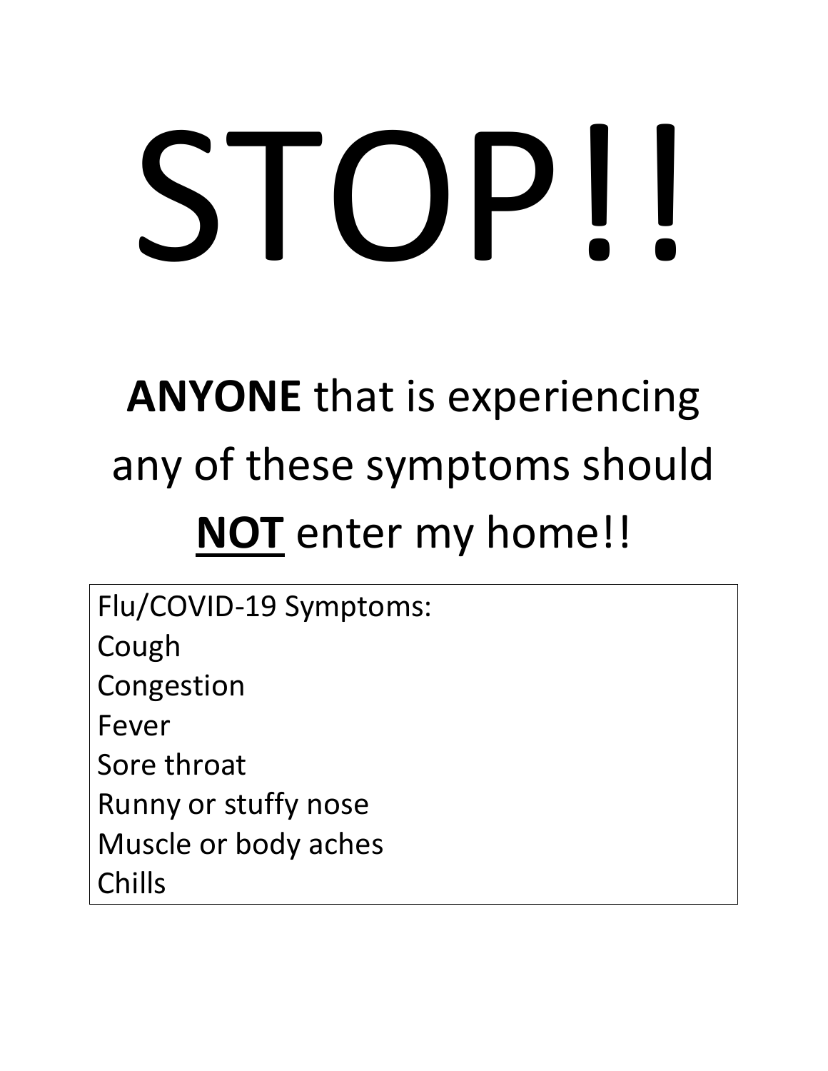# STOP!!

**ANYONE** that is experiencing any of these symptoms should **<u>NOT</u>** enter my home!!

Flu/COVID-19 Symptoms:
Cough
Congestion
Fever
Sore throat
Runny or stuffy nose
Muscle or body aches
Chills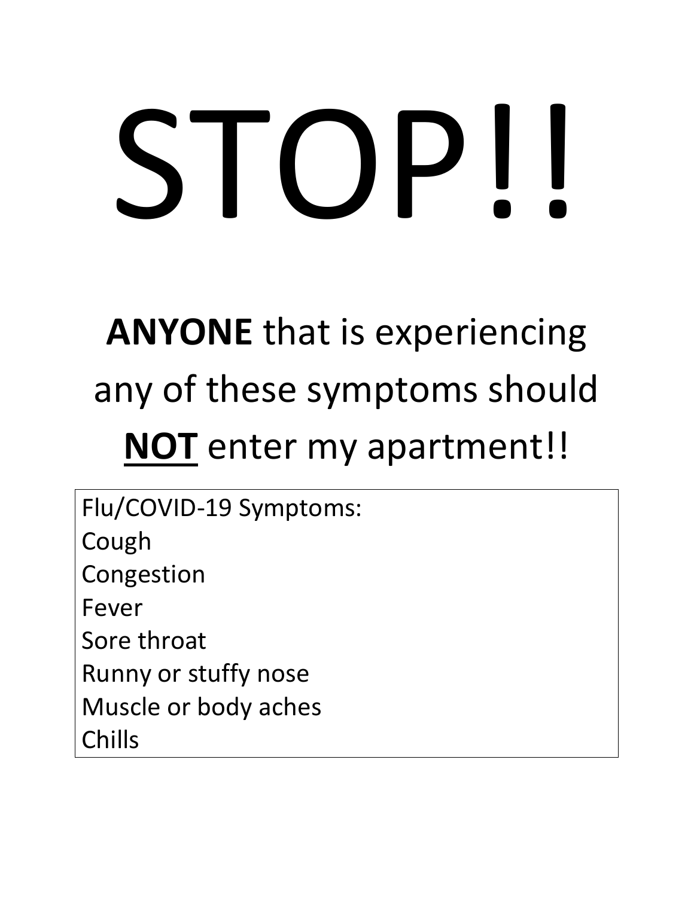# STOP!!

## **ANYONE** that is experiencing any of these symptoms should <u>**NOT**</u> enter my apartment!!

Flu/COVID-19 Symptoms:
Cough
Congestion
Fever
Sore throat
Runny or stuffy nose
Muscle or body aches
Chills